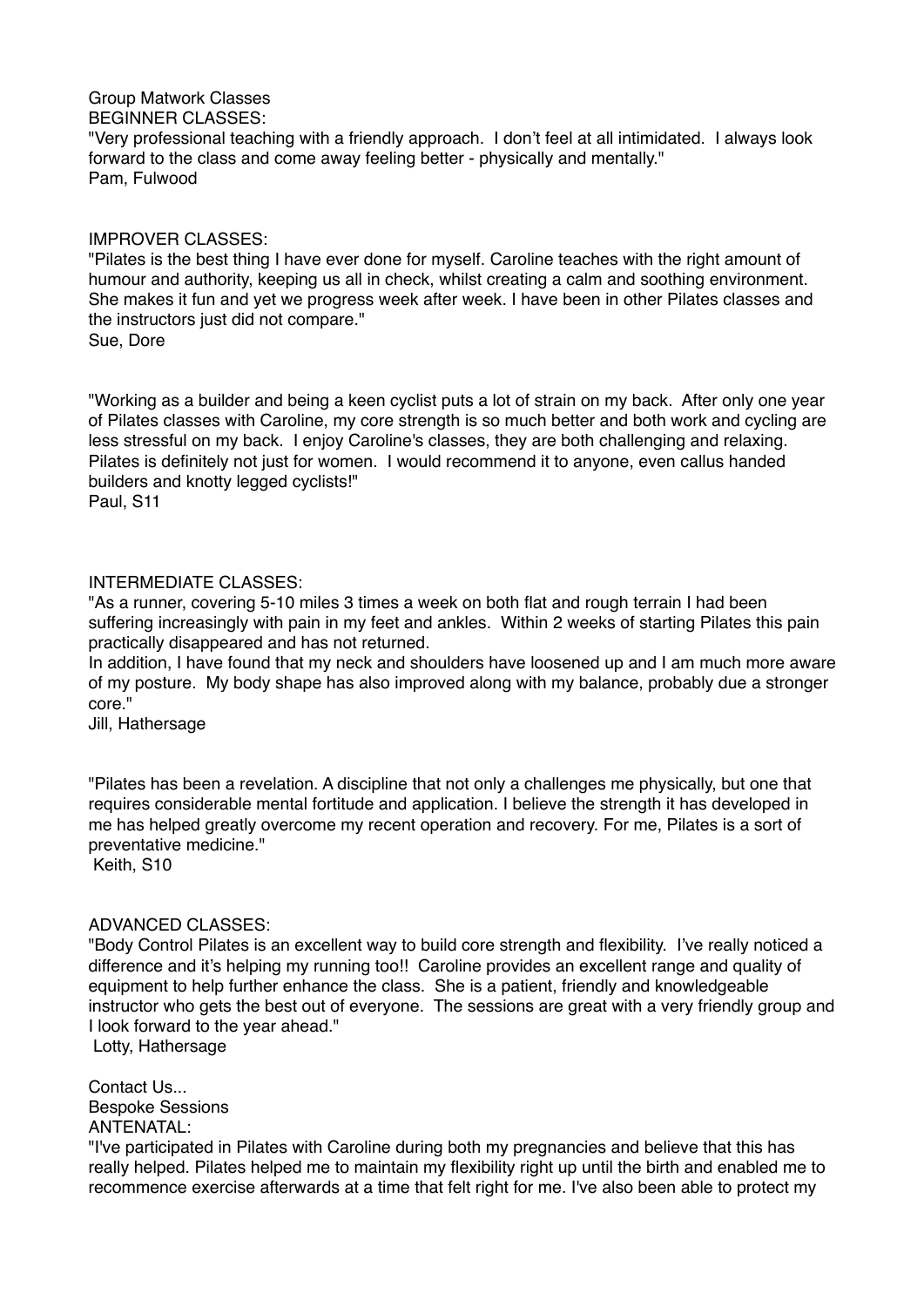Group Matwork Classes

BEGINNER CLASSES:

"Very professional teaching with a friendly approach. I don't feel at all intimidated. I always look forward to the class and come away feeling better - physically and mentally."
Pam, Fulwood

IMPROVER CLASSES:

"Pilates is the best thing I have ever done for myself. Caroline teaches with the right amount of humour and authority, keeping us all in check, whilst creating a calm and soothing environment. She makes it fun and yet we progress week after week. I have been in other Pilates classes and the instructors just did not compare."
Sue, Dore

"Working as a builder and being a keen cyclist puts a lot of strain on my back. After only one year of Pilates classes with Caroline, my core strength is so much better and both work and cycling are less stressful on my back. I enjoy Caroline's classes, they are both challenging and relaxing. Pilates is definitely not just for women. I would recommend it to anyone, even callus handed builders and knotty legged cyclists!"
Paul, S11

INTERMEDIATE CLASSES:

"As a runner, covering 5-10 miles 3 times a week on both flat and rough terrain I had been suffering increasingly with pain in my feet and ankles. Within 2 weeks of starting Pilates this pain practically disappeared and has not returned.
In addition, I have found that my neck and shoulders have loosened up and I am much more aware of my posture. My body shape has also improved along with my balance, probably due a stronger core."
Jill, Hathersage

"Pilates has been a revelation. A discipline that not only a challenges me physically, but one that requires considerable mental fortitude and application. I believe the strength it has developed in me has helped greatly overcome my recent operation and recovery. For me, Pilates is a sort of preventative medicine."
Keith, S10

ADVANCED CLASSES:

"Body Control Pilates is an excellent way to build core strength and flexibility. I've really noticed a difference and it's helping my running too!! Caroline provides an excellent range and quality of equipment to help further enhance the class. She is a patient, friendly and knowledgeable instructor who gets the best out of everyone. The sessions are great with a very friendly group and I look forward to the year ahead."
Lotty, Hathersage

Contact Us...

Bespoke Sessions

ANTENATAL:

"I've participated in Pilates with Caroline during both my pregnancies and believe that this has really helped. Pilates helped me to maintain my flexibility right up until the birth and enabled me to recommence exercise afterwards at a time that felt right for me. I've also been able to protect my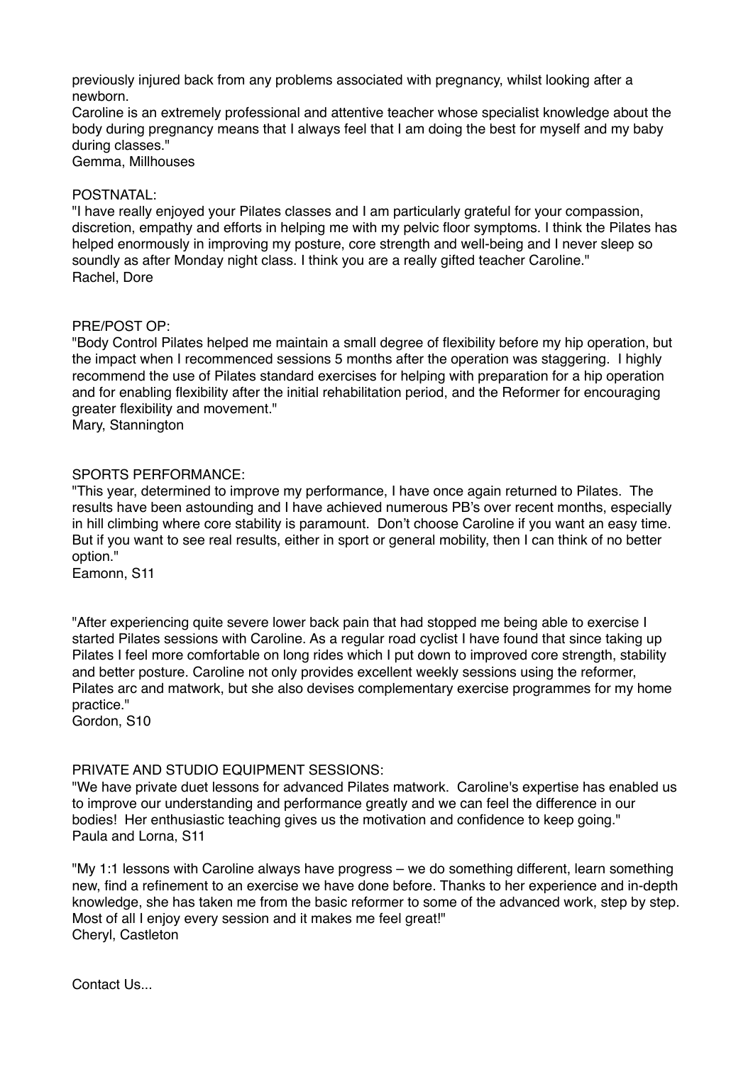previously injured back from any problems associated with pregnancy, whilst looking after a newborn.

Caroline is an extremely professional and attentive teacher whose specialist knowledge about the body during pregnancy means that I always feel that I am doing the best for myself and my baby during classes."

Gemma, Millhouses

POSTNATAL:

"I have really enjoyed your Pilates classes and I am particularly grateful for your compassion, discretion, empathy and efforts in helping me with my pelvic floor symptoms. I think the Pilates has helped enormously in improving my posture, core strength and well-being and I never sleep so soundly as after Monday night class. I think you are a really gifted teacher Caroline."

Rachel, Dore

PRE/POST OP:

"Body Control Pilates helped me maintain a small degree of flexibility before my hip operation, but the impact when I recommenced sessions 5 months after the operation was staggering. I highly recommend the use of Pilates standard exercises for helping with preparation for a hip operation and for enabling flexibility after the initial rehabilitation period, and the Reformer for encouraging greater flexibility and movement."

Mary, Stannington

SPORTS PERFORMANCE:

"This year, determined to improve my performance, I have once again returned to Pilates. The results have been astounding and I have achieved numerous PB's over recent months, especially in hill climbing where core stability is paramount. Don't choose Caroline if you want an easy time. But if you want to see real results, either in sport or general mobility, then I can think of no better option."

Eamonn, S11

"After experiencing quite severe lower back pain that had stopped me being able to exercise I started Pilates sessions with Caroline. As a regular road cyclist I have found that since taking up Pilates I feel more comfortable on long rides which I put down to improved core strength, stability and better posture. Caroline not only provides excellent weekly sessions using the reformer, Pilates arc and matwork, but she also devises complementary exercise programmes for my home practice."

Gordon, S10

PRIVATE AND STUDIO EQUIPMENT SESSIONS:

"We have private duet lessons for advanced Pilates matwork. Caroline's expertise has enabled us to improve our understanding and performance greatly and we can feel the difference in our bodies! Her enthusiastic teaching gives us the motivation and confidence to keep going."

Paula and Lorna, S11

"My 1:1 lessons with Caroline always have progress – we do something different, learn something new, find a refinement to an exercise we have done before. Thanks to her experience and in-depth knowledge, she has taken me from the basic reformer to some of the advanced work, step by step. Most of all I enjoy every session and it makes me feel great!"

Cheryl, Castleton

Contact Us...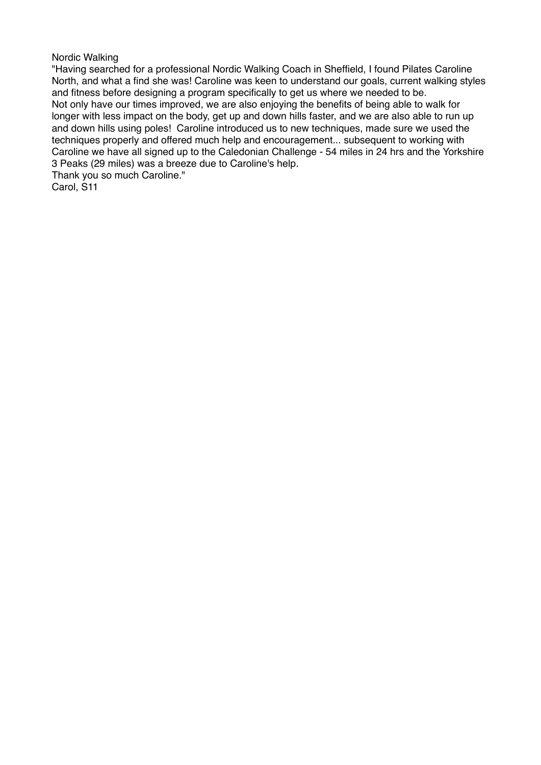Nordic Walking

"Having searched for a professional Nordic Walking Coach in Sheffield, I found Pilates Caroline North, and what a find she was! Caroline was keen to understand our goals, current walking styles and fitness before designing a program specifically to get us where we needed to be.
Not only have our times improved, we are also enjoying the benefits of being able to walk for longer with less impact on the body, get up and down hills faster, and we are also able to run up and down hills using poles!  Caroline introduced us to new techniques, made sure we used the techniques properly and offered much help and encouragement... subsequent to working with Caroline we have all signed up to the Caledonian Challenge - 54 miles in 24 hrs and the Yorkshire 3 Peaks (29 miles) was a breeze due to Caroline's help.
Thank you so much Caroline."

Carol, S11